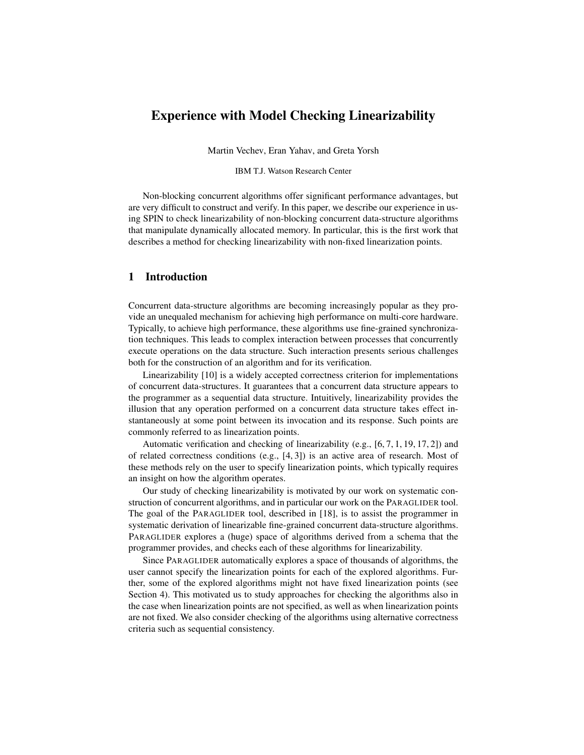# Experience with Model Checking Linearizability

Martin Vechev, Eran Yahav, and Greta Yorsh

IBM T.J. Watson Research Center

Non-blocking concurrent algorithms offer significant performance advantages, but are very difficult to construct and verify. In this paper, we describe our experience in using SPIN to check linearizability of non-blocking concurrent data-structure algorithms that manipulate dynamically allocated memory. In particular, this is the first work that describes a method for checking linearizability with non-fixed linearization points.

## 1 Introduction

Concurrent data-structure algorithms are becoming increasingly popular as they provide an unequaled mechanism for achieving high performance on multi-core hardware. Typically, to achieve high performance, these algorithms use fine-grained synchronization techniques. This leads to complex interaction between processes that concurrently execute operations on the data structure. Such interaction presents serious challenges both for the construction of an algorithm and for its verification.

Linearizability [10] is a widely accepted correctness criterion for implementations of concurrent data-structures. It guarantees that a concurrent data structure appears to the programmer as a sequential data structure. Intuitively, linearizability provides the illusion that any operation performed on a concurrent data structure takes effect instantaneously at some point between its invocation and its response. Such points are commonly referred to as linearization points.

Automatic verification and checking of linearizability (e.g., [6, 7, 1, 19, 17, 2]) and of related correctness conditions (e.g., [4, 3]) is an active area of research. Most of these methods rely on the user to specify linearization points, which typically requires an insight on how the algorithm operates.

Our study of checking linearizability is motivated by our work on systematic construction of concurrent algorithms, and in particular our work on the PARAGLIDER tool. The goal of the PARAGLIDER tool, described in [18], is to assist the programmer in systematic derivation of linearizable fine-grained concurrent data-structure algorithms. PARAGLIDER explores a (huge) space of algorithms derived from a schema that the programmer provides, and checks each of these algorithms for linearizability.

Since PARAGLIDER automatically explores a space of thousands of algorithms, the user cannot specify the linearization points for each of the explored algorithms. Further, some of the explored algorithms might not have fixed linearization points (see Section 4). This motivated us to study approaches for checking the algorithms also in the case when linearization points are not specified, as well as when linearization points are not fixed. We also consider checking of the algorithms using alternative correctness criteria such as sequential consistency.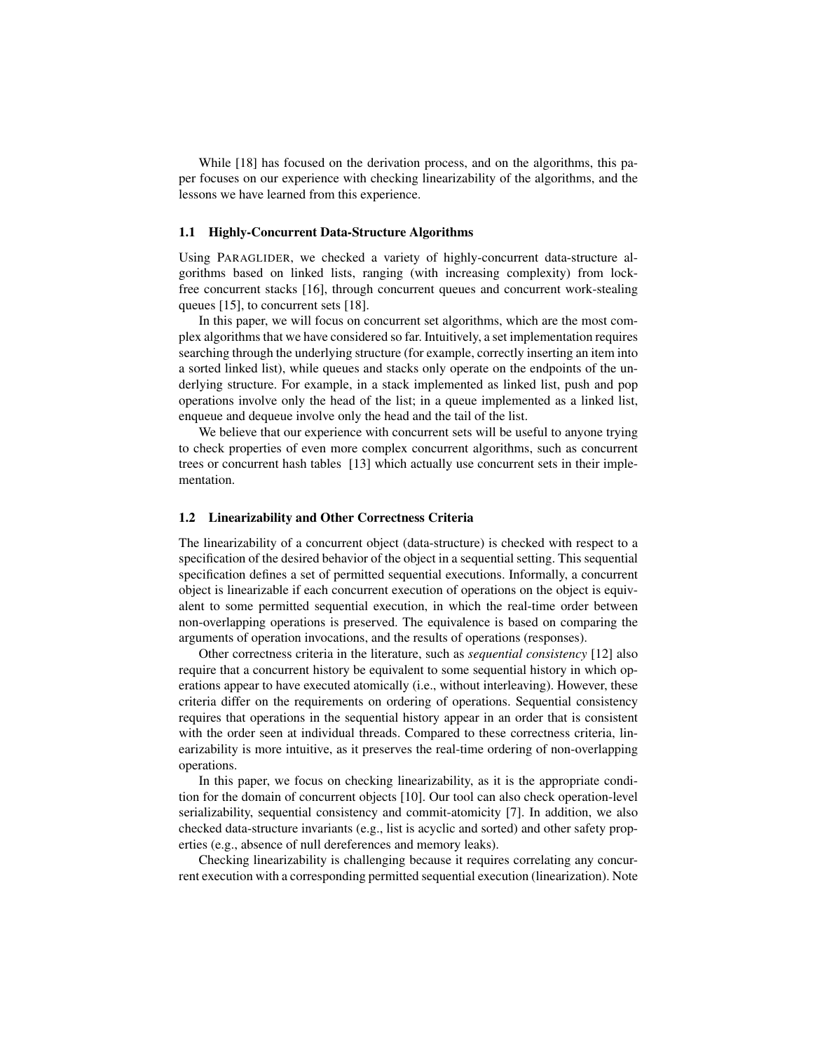While [18] has focused on the derivation process, and on the algorithms, this paper focuses on our experience with checking linearizability of the algorithms, and the lessons we have learned from this experience.

### 1.1 Highly-Concurrent Data-Structure Algorithms

Using PARAGLIDER, we checked a variety of highly-concurrent data-structure algorithms based on linked lists, ranging (with increasing complexity) from lock-free concurrent stacks [16], through concurrent queues and concurrent work-stealing queues [15], to concurrent sets [18].

In this paper, we will focus on concurrent set algorithms, which are the most complex algorithms that we have considered so far. Intuitively, a set implementation requires searching through the underlying structure (for example, correctly inserting an item into a sorted linked list), while queues and stacks only operate on the endpoints of the underlying structure. For example, in a stack implemented as linked list, push and pop operations involve only the head of the list; in a queue implemented as a linked list, enqueue and dequeue involve only the head and the tail of the list.

We believe that our experience with concurrent sets will be useful to anyone trying to check properties of even more complex concurrent algorithms, such as concurrent trees or concurrent hash tables [13] which actually use concurrent sets in their implementation.

### 1.2 Linearizability and Other Correctness Criteria

The linearizability of a concurrent object (data-structure) is checked with respect to a specification of the desired behavior of the object in a sequential setting. This sequential specification defines a set of permitted sequential executions. Informally, a concurrent object is linearizable if each concurrent execution of operations on the object is equivalent to some permitted sequential execution, in which the real-time order between non-overlapping operations is preserved. The equivalence is based on comparing the arguments of operation invocations, and the results of operations (responses).

Other correctness criteria in the literature, such as *sequential consistency* [12] also require that a concurrent history be equivalent to some sequential history in which operations appear to have executed atomically (i.e., without interleaving). However, these criteria differ on the requirements on ordering of operations. Sequential consistency requires that operations in the sequential history appear in an order that is consistent with the order seen at individual threads. Compared to these correctness criteria, linearizability is more intuitive, as it preserves the real-time ordering of non-overlapping operations.

In this paper, we focus on checking linearizability, as it is the appropriate condition for the domain of concurrent objects [10]. Our tool can also check operation-level serializability, sequential consistency and commit-atomicity [7]. In addition, we also checked data-structure invariants (e.g., list is acyclic and sorted) and other safety properties (e.g., absence of null dereferences and memory leaks).

Checking linearizability is challenging because it requires correlating any concurrent execution with a corresponding permitted sequential execution (linearization). Note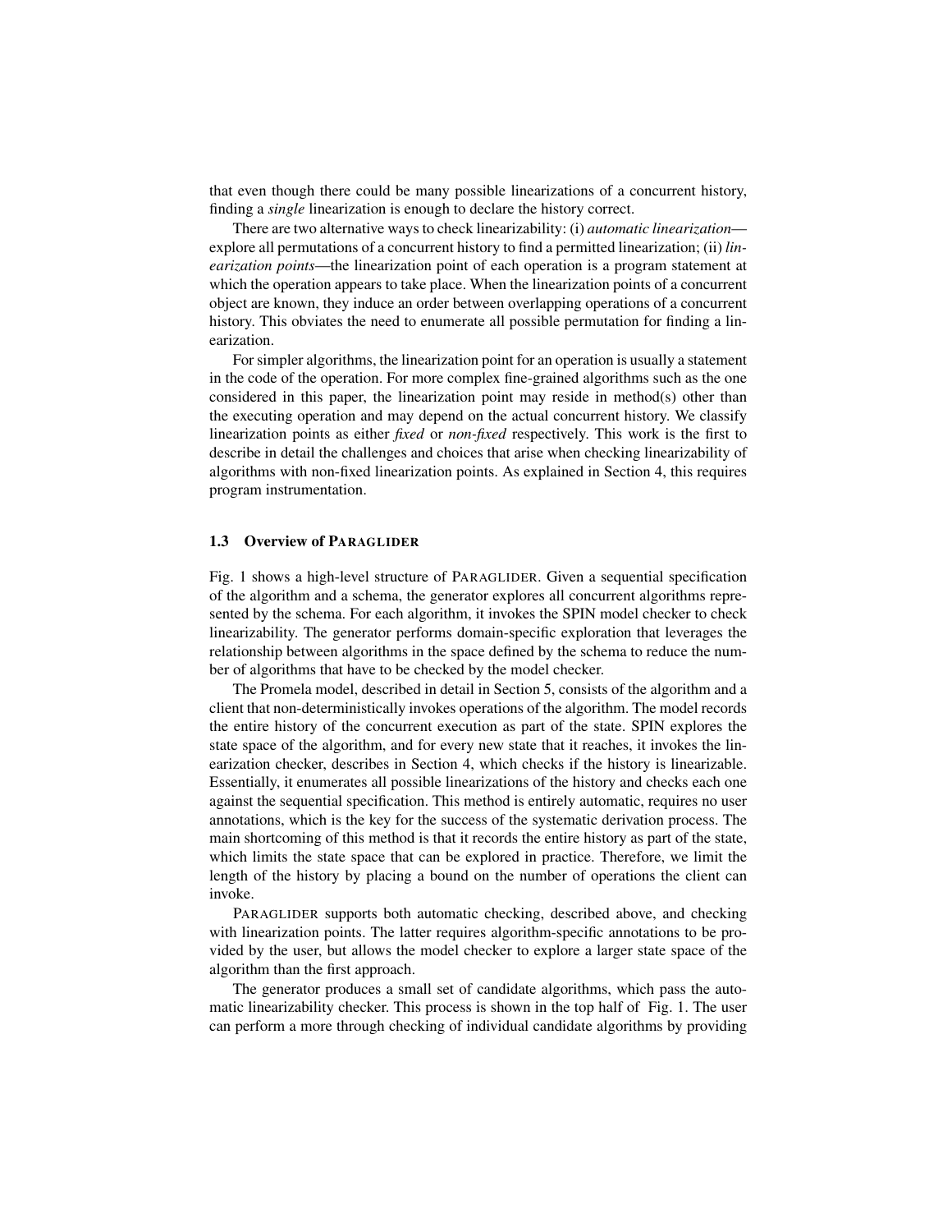that even though there could be many possible linearizations of a concurrent history, finding a *single* linearization is enough to declare the history correct.

There are two alternative ways to check linearizability: (i) *automatic linearization*—explore all permutations of a concurrent history to find a permitted linearization; (ii) *linearization points*—the linearization point of each operation is a program statement at which the operation appears to take place. When the linearization points of a concurrent object are known, they induce an order between overlapping operations of a concurrent history. This obviates the need to enumerate all possible permutation for finding a linearization.

For simpler algorithms, the linearization point for an operation is usually a statement in the code of the operation. For more complex fine-grained algorithms such as the one considered in this paper, the linearization point may reside in method(s) other than the executing operation and may depend on the actual concurrent history. We classify linearization points as either *fixed* or *non-fixed* respectively. This work is the first to describe in detail the challenges and choices that arise when checking linearizability of algorithms with non-fixed linearization points. As explained in Section 4, this requires program instrumentation.

### 1.3 Overview of PARAGLIDER

Fig. 1 shows a high-level structure of PARAGLIDER. Given a sequential specification of the algorithm and a schema, the generator explores all concurrent algorithms represented by the schema. For each algorithm, it invokes the SPIN model checker to check linearizability. The generator performs domain-specific exploration that leverages the relationship between algorithms in the space defined by the schema to reduce the number of algorithms that have to be checked by the model checker.

The Promela model, described in detail in Section 5, consists of the algorithm and a client that non-deterministically invokes operations of the algorithm. The model records the entire history of the concurrent execution as part of the state. SPIN explores the state space of the algorithm, and for every new state that it reaches, it invokes the linearization checker, describes in Section 4, which checks if the history is linearizable. Essentially, it enumerates all possible linearizations of the history and checks each one against the sequential specification. This method is entirely automatic, requires no user annotations, which is the key for the success of the systematic derivation process. The main shortcoming of this method is that it records the entire history as part of the state, which limits the state space that can be explored in practice. Therefore, we limit the length of the history by placing a bound on the number of operations the client can invoke.

PARAGLIDER supports both automatic checking, described above, and checking with linearization points. The latter requires algorithm-specific annotations to be provided by the user, but allows the model checker to explore a larger state space of the algorithm than the first approach.

The generator produces a small set of candidate algorithms, which pass the automatic linearizability checker. This process is shown in the top half of Fig. 1. The user can perform a more through checking of individual candidate algorithms by providing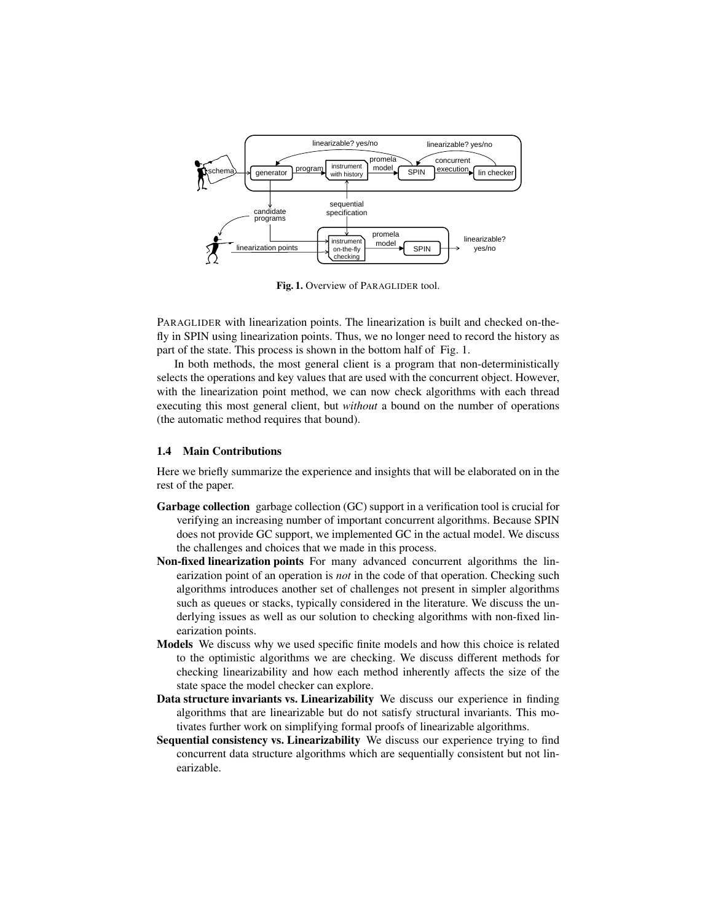**Fig. 1.** Overview of PARAGLIDER tool.

PARAGLIDER with linearization points. The linearization is built and checked on-the-fly in SPIN using linearization points. Thus, we no longer need to record the history as part of the state. This process is shown in the bottom half of Fig. 1.

In both methods, the most general client is a program that non-deterministically selects the operations and key values that are used with the concurrent object. However, with the linearization point method, we can now check algorithms with each thread executing this most general client, but *without* a bound on the number of operations (the automatic method requires that bound).

### 1.4 Main Contributions

Here we briefly summarize the experience and insights that will be elaborated on in the rest of the paper.

**Garbage collection** garbage collection (GC) support in a verification tool is crucial for verifying an increasing number of important concurrent algorithms. Because SPIN does not provide GC support, we implemented GC in the actual model. We discuss the challenges and choices that we made in this process.

**Non-fixed linearization points** For many advanced concurrent algorithms the linearization point of an operation is *not* in the code of that operation. Checking such algorithms introduces another set of challenges not present in simpler algorithms such as queues or stacks, typically considered in the literature. We discuss the underlying issues as well as our solution to checking algorithms with non-fixed linearization points.

**Models** We discuss why we used specific finite models and how this choice is related to the optimistic algorithms we are checking. We discuss different methods for checking linearizability and how each method inherently affects the size of the state space the model checker can explore.

**Data structure invariants vs. Linearizability** We discuss our experience in finding algorithms that are linearizable but do not satisfy structural invariants. This motivates further work on simplifying formal proofs of linearizable algorithms.

**Sequential consistency vs. Linearizability** We discuss our experience trying to find concurrent data structure algorithms which are sequentially consistent but not linearizable.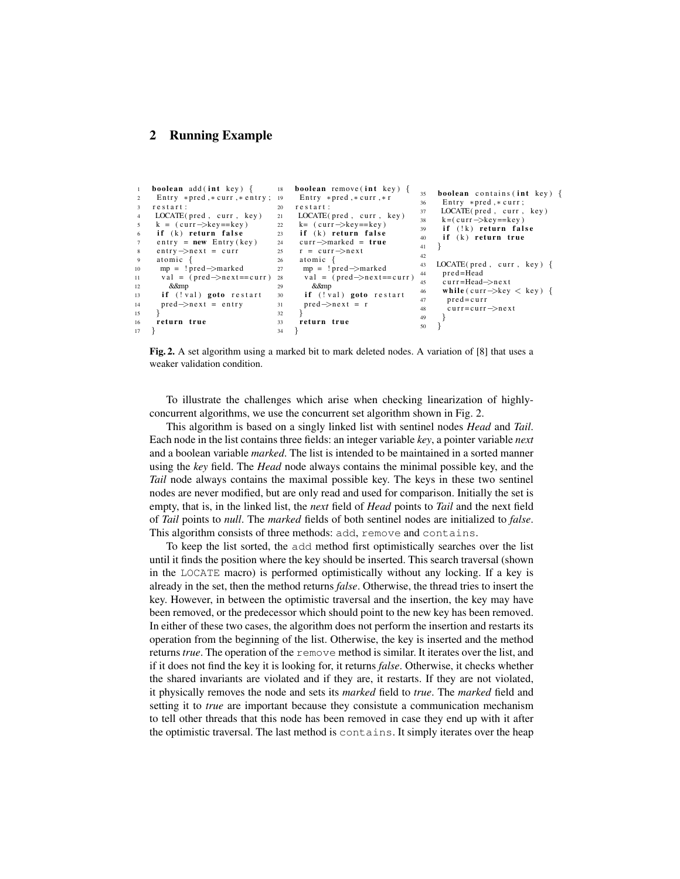## 2 Running Example

```
1  boolean add(int key) {
2   Entry *pred,*curr,*entry;
3  restart:
4   LOCATE(pred, curr, key)
5   k = (curr->key==key)
6   if (k) return false
7   entry = new Entry(key)
8   entry->next = curr
9   atomic {
10   mp = !pred->marked
11   val = (pred->next==curr)
12     &&mp
13   if (!val) goto restart
14   pred->next = entry
15  }
16  return true
17 }
```

```
18 boolean remove(int key) {
19  Entry *pred,*curr,*r
20 restart:
21  LOCATE(pred, curr, key)
22  k= (curr->key==key)
23  if (k) return false
24  curr->marked = true
25  r = curr->next
26  atomic {
27   mp = !pred->marked
28   val = (pred->next==curr)
29     &&mp
30   if (!val) goto restart
31   pred->next = r
32  }
33  return true
34 }
```

```
35 boolean contains(int key) {
36  Entry *pred,*curr;
37  LOCATE(pred, curr, key)
38  k=(curr->key==key)
39  if (!k) return false
40  if (k) return true
41 }
42
43 LOCATE(pred, curr, key) {
44  pred=Head
45  curr=Head->next
46  while(curr->key < key) {
47   pred=curr
48   curr=curr->next
49  }
50 }
```

**Fig. 2.** A set algorithm using a marked bit to mark deleted nodes. A variation of [8] that uses a weaker validation condition.

To illustrate the challenges which arise when checking linearization of highly-concurrent algorithms, we use the concurrent set algorithm shown in Fig. 2.

This algorithm is based on a singly linked list with sentinel nodes *Head* and *Tail*. Each node in the list contains three fields: an integer variable *key*, a pointer variable *next* and a boolean variable *marked*. The list is intended to be maintained in a sorted manner using the *key* field. The *Head* node always contains the minimal possible key, and the *Tail* node always contains the maximal possible key. The keys in these two sentinel nodes are never modified, but are only read and used for comparison. Initially the set is empty, that is, in the linked list, the *next* field of *Head* points to *Tail* and the next field of *Tail* points to *null*. The *marked* fields of both sentinel nodes are initialized to *false*. This algorithm consists of three methods: add, remove and contains.

To keep the list sorted, the add method first optimistically searches over the list until it finds the position where the key should be inserted. This search traversal (shown in the LOCATE macro) is performed optimistically without any locking. If a key is already in the set, then the method returns *false*. Otherwise, the thread tries to insert the key. However, in between the optimistic traversal and the insertion, the key may have been removed, or the predecessor which should point to the new key has been removed. In either of these two cases, the algorithm does not perform the insertion and restarts its operation from the beginning of the list. Otherwise, the key is inserted and the method returns *true*. The operation of the remove method is similar. It iterates over the list, and if it does not find the key it is looking for, it returns *false*. Otherwise, it checks whether the shared invariants are violated and if they are, it restarts. If they are not violated, it physically removes the node and sets its *marked* field to *true*. The *marked* field and setting it to *true* are important because they consistute a communication mechanism to tell other threads that this node has been removed in case they end up with it after the optimistic traversal. The last method is contains. It simply iterates over the heap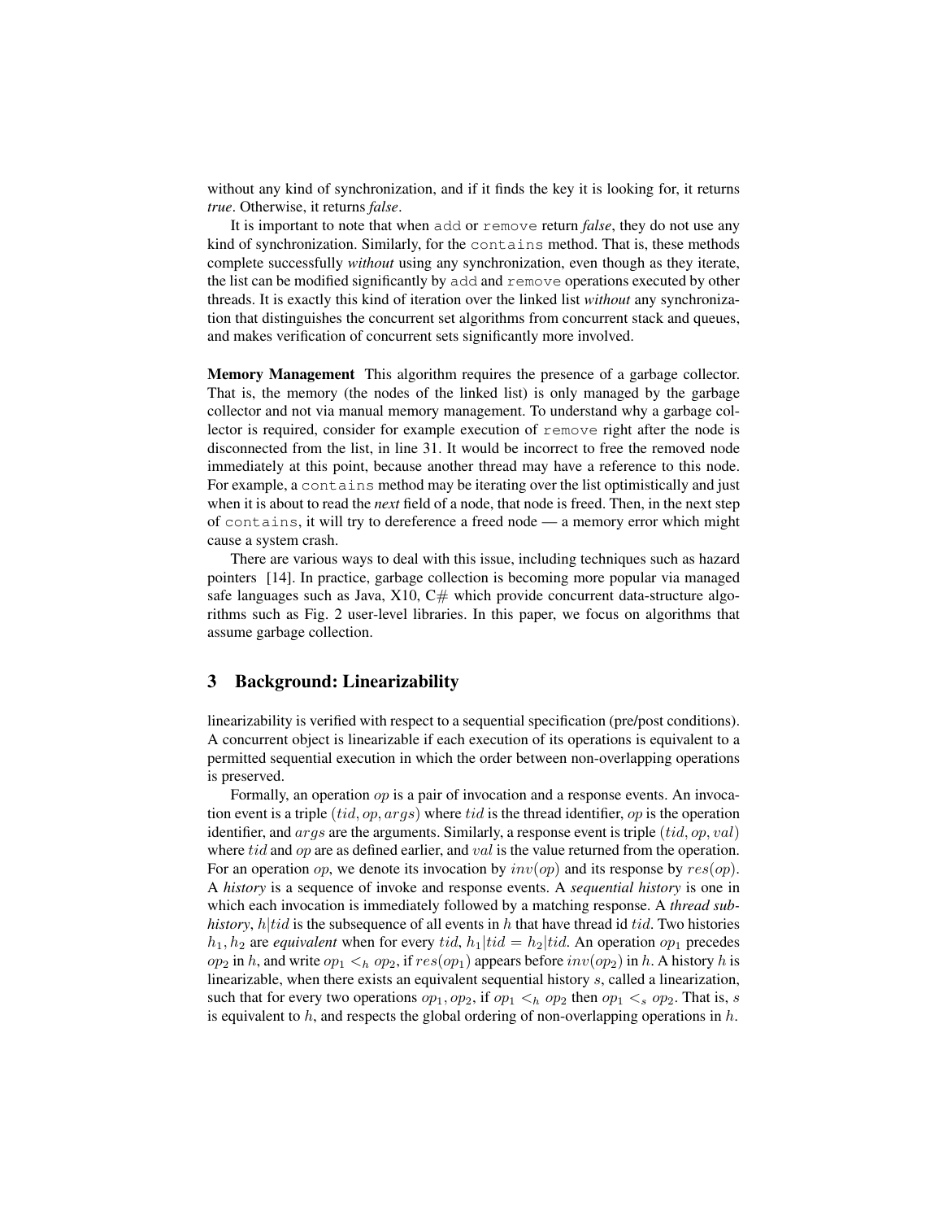without any kind of synchronization, and if it finds the key it is looking for, it returns *true*. Otherwise, it returns *false*.

It is important to note that when `add` or `remove` return *false*, they do not use any kind of synchronization. Similarly, for the `contains` method. That is, these methods complete successfully *without* using any synchronization, even though as they iterate, the list can be modified significantly by `add` and `remove` operations executed by other threads. It is exactly this kind of iteration over the linked list *without* any synchronization that distinguishes the concurrent set algorithms from concurrent stack and queues, and makes verification of concurrent sets significantly more involved.

**Memory Management** This algorithm requires the presence of a garbage collector. That is, the memory (the nodes of the linked list) is only managed by the garbage collector and not via manual memory management. To understand why a garbage collector is required, consider for example execution of `remove` right after the node is disconnected from the list, in line 31. It would be incorrect to free the removed node immediately at this point, because another thread may have a reference to this node. For example, a `contains` method may be iterating over the list optimistically and just when it is about to read the *next* field of a node, that node is freed. Then, in the next step of `contains`, it will try to dereference a freed node — a memory error which might cause a system crash.

There are various ways to deal with this issue, including techniques such as hazard pointers [14]. In practice, garbage collection is becoming more popular via managed safe languages such as Java, X10, C# which provide concurrent data-structure algorithms such as Fig. 2 user-level libraries. In this paper, we focus on algorithms that assume garbage collection.

## 3 Background: Linearizability

linearizability is verified with respect to a sequential specification (pre/post conditions). A concurrent object is linearizable if each execution of its operations is equivalent to a permitted sequential execution in which the order between non-overlapping operations is preserved.

Formally, an operation $op$ is a pair of invocation and a response events. An invocation event is a triple $(tid, op, args)$ where $tid$ is the thread identifier, $op$ is the operation identifier, and $args$ are the arguments. Similarly, a response event is triple $(tid, op, val)$ where $tid$ and $op$ are as defined earlier, and $val$ is the value returned from the operation. For an operation $op$, we denote its invocation by $inv(op)$ and its response by $res(op)$. A *history* is a sequence of invoke and response events. A *sequential history* is one in which each invocation is immediately followed by a matching response. A *thread subhistory*, $h|tid$ is the subsequence of all events in $h$ that have thread id $tid$. Two histories $h_1, h_2$ are *equivalent* when for every $tid$, $h_1|tid = h_2|tid$. An operation $op_1$ precedes $op_2$ in $h$, and write $op_1 <_h op_2$, if $res(op_1)$ appears before $inv(op_2)$ in $h$. A history $h$ is linearizable, when there exists an equivalent sequential history $s$, called a linearization, such that for every two operations $op_1, op_2$, if $op_1 <_h op_2$ then $op_1 <_s op_2$. That is, $s$ is equivalent to $h$, and respects the global ordering of non-overlapping operations in $h$.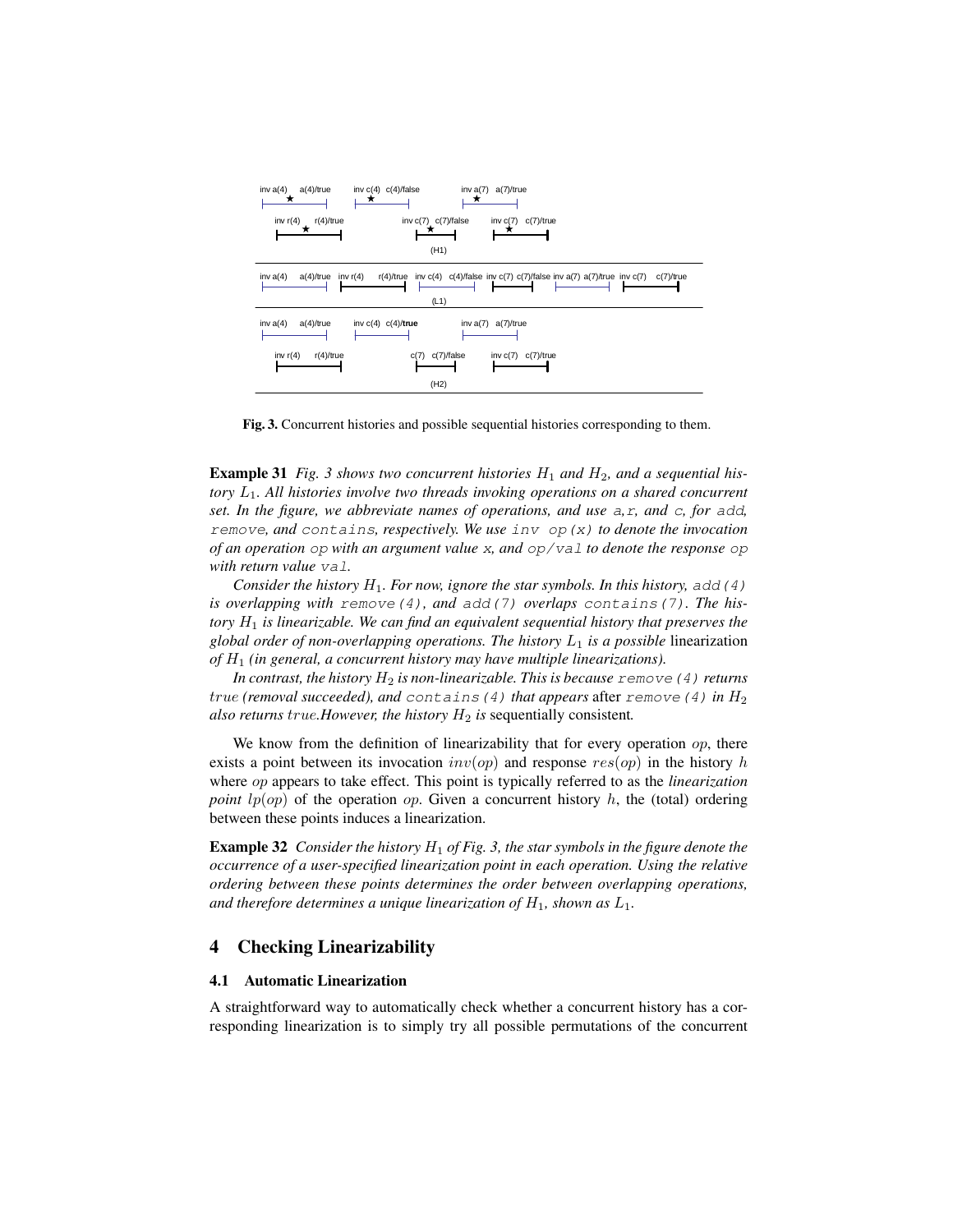Fig. 3. Concurrent histories and possible sequential histories corresponding to them.

**Example 31** *Fig. 3 shows two concurrent histories $H_1$ and $H_2$, and a sequential history $L_1$. All histories involve two threads invoking operations on a shared concurrent set. In the figure, we abbreviate names of operations, and use* `a`*,* `r`*, and* `c`*, for* `add`*,* `remove`*, and* `contains`*, respectively. We use* `inv op(x)` *to denote the invocation of an operation* `op` *with an argument value* `x`*, and* `op/val` *to denote the response* `op` *with return value* `val`*.*

*Consider the history $H_1$. For now, ignore the star symbols. In this history,* `add(4)` *is overlapping with* `remove(4)`*, and* `add(7)` *overlaps* `contains(7)`*. The history $H_1$ is linearizable. We can find an equivalent sequential history that preserves the global order of non-overlapping operations. The history $L_1$ is a possible* linearization *of $H_1$ (in general, a concurrent history may have multiple linearizations).*

*In contrast, the history $H_2$ is non-linearizable. This is because* `remove(4)` *returns $true$ (removal succeeded), and* `contains(4)` *that appears* after `remove(4)` *in $H_2$ also returns $true$.However, the history $H_2$ is* sequentially consistent*.*

We know from the definition of linearizability that for every operation $op$, there exists a point between its invocation $inv(op)$ and response $res(op)$ in the history $h$ where $op$ appears to take effect. This point is typically referred to as the *linearization point* $lp(op)$ of the operation $op$. Given a concurrent history $h$, the (total) ordering between these points induces a linearization.

**Example 32** *Consider the history $H_1$ of Fig. 3, the star symbols in the figure denote the occurrence of a user-specified linearization point in each operation. Using the relative ordering between these points determines the order between overlapping operations, and therefore determines a unique linearization of $H_1$, shown as $L_1$.*

## 4 Checking Linearizability

### 4.1 Automatic Linearization

A straightforward way to automatically check whether a concurrent history has a corresponding linearization is to simply try all possible permutations of the concurrent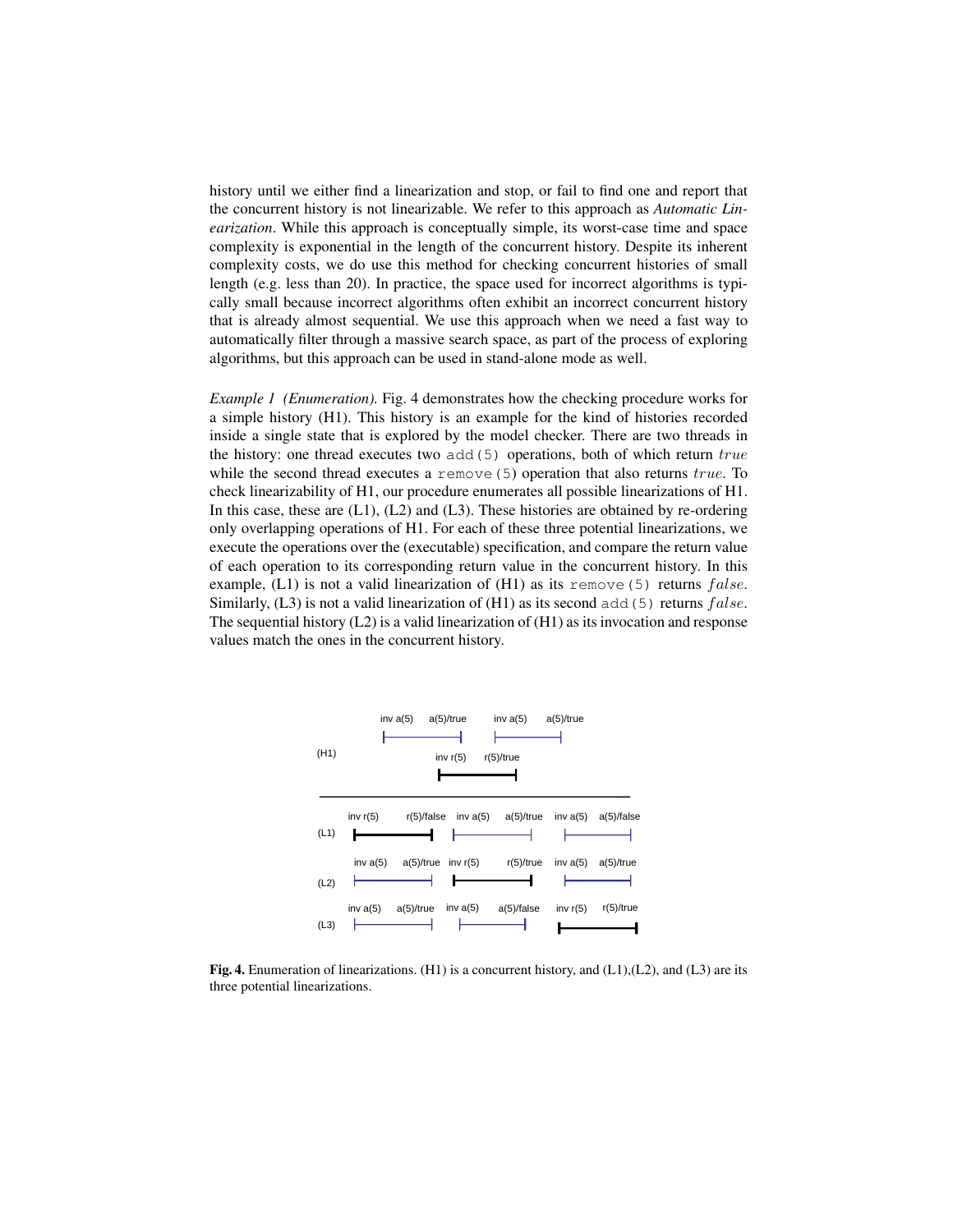history until we either find a linearization and stop, or fail to find one and report that the concurrent history is not linearizable. We refer to this approach as *Automatic Linearization*. While this approach is conceptually simple, its worst-case time and space complexity is exponential in the length of the concurrent history. Despite its inherent complexity costs, we do use this method for checking concurrent histories of small length (e.g. less than 20). In practice, the space used for incorrect algorithms is typically small because incorrect algorithms often exhibit an incorrect concurrent history that is already almost sequential. We use this approach when we need a fast way to automatically filter through a massive search space, as part of the process of exploring algorithms, but this approach can be used in stand-alone mode as well.

*Example 1 (Enumeration).* Fig. 4 demonstrates how the checking procedure works for a simple history (H1). This history is an example for the kind of histories recorded inside a single state that is explored by the model checker. There are two threads in the history: one thread executes two `add(5)` operations, both of which return $true$ while the second thread executes a `remove(5)` operation that also returns $true$. To check linearizability of H1, our procedure enumerates all possible linearizations of H1. In this case, these are (L1), (L2) and (L3). These histories are obtained by re-ordering only overlapping operations of H1. For each of these three potential linearizations, we execute the operations over the (executable) specification, and compare the return value of each operation to its corresponding return value in the concurrent history. In this example, (L1) is not a valid linearization of (H1) as its `remove(5)` returns $false$. Similarly, (L3) is not a valid linearization of (H1) as its second `add(5)` returns $false$. The sequential history (L2) is a valid linearization of (H1) as its invocation and response values match the ones in the concurrent history.

(H1): inv a(5) — a(5)/true, inv a(5) — a(5)/true; inv r(5) — r(5)/true

(L1): inv r(5) — r(5)/false, inv a(5) — a(5)/true, inv a(5) — a(5)/false

(L2): inv a(5) — a(5)/true, inv r(5) — r(5)/true, inv a(5) — a(5)/true

(L3): inv a(5) — a(5)/true, inv a(5) — a(5)/false, inv r(5) — r(5)/true

**Fig. 4.** Enumeration of linearizations. (H1) is a concurrent history, and (L1),(L2), and (L3) are its three potential linearizations.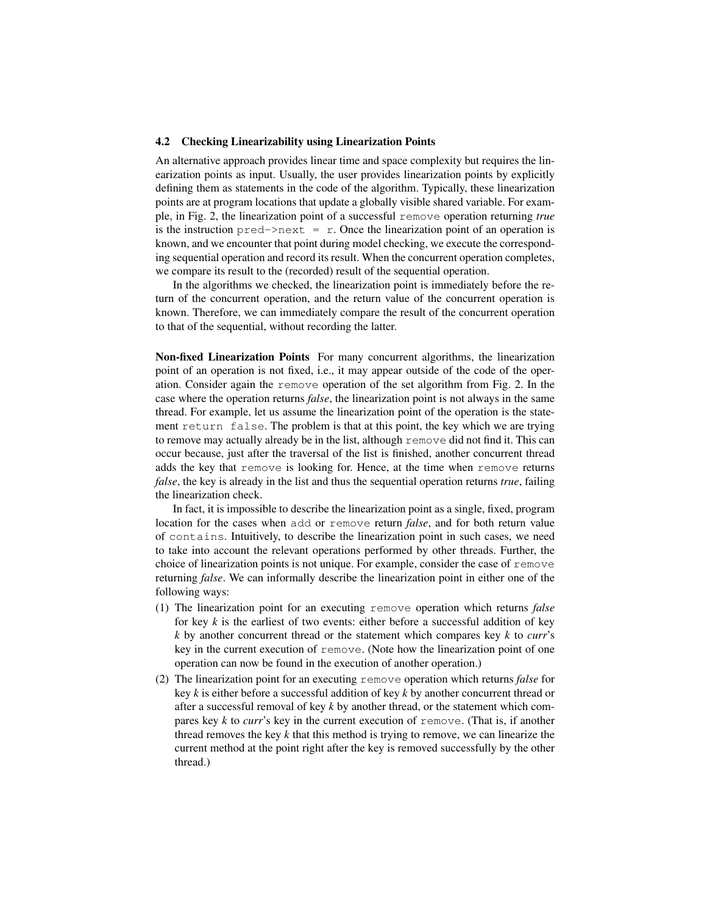### 4.2 Checking Linearizability using Linearization Points

An alternative approach provides linear time and space complexity but requires the linearization points as input. Usually, the user provides linearization points by explicitly defining them as statements in the code of the algorithm. Typically, these linearization points are at program locations that update a globally visible shared variable. For example, in Fig. 2, the linearization point of a successful `remove` operation returning *true* is the instruction `pred->next = r`. Once the linearization point of an operation is known, and we encounter that point during model checking, we execute the corresponding sequential operation and record its result. When the concurrent operation completes, we compare its result to the (recorded) result of the sequential operation.

In the algorithms we checked, the linearization point is immediately before the return of the concurrent operation, and the return value of the concurrent operation is known. Therefore, we can immediately compare the result of the concurrent operation to that of the sequential, without recording the latter.

**Non-fixed Linearization Points** For many concurrent algorithms, the linearization point of an operation is not fixed, i.e., it may appear outside of the code of the operation. Consider again the `remove` operation of the set algorithm from Fig. 2. In the case where the operation returns *false*, the linearization point is not always in the same thread. For example, let us assume the linearization point of the operation is the statement `return false`. The problem is that at this point, the key which we are trying to remove may actually already be in the list, although `remove` did not find it. This can occur because, just after the traversal of the list is finished, another concurrent thread adds the key that `remove` is looking for. Hence, at the time when `remove` returns *false*, the key is already in the list and thus the sequential operation returns *true*, failing the linearization check.

In fact, it is impossible to describe the linearization point as a single, fixed, program location for the cases when `add` or `remove` return *false*, and for both return value of `contains`. Intuitively, to describe the linearization point in such cases, we need to take into account the relevant operations performed by other threads. Further, the choice of linearization points is not unique. For example, consider the case of `remove` returning *false*. We can informally describe the linearization point in either one of the following ways:

(1) The linearization point for an executing `remove` operation which returns *false* for key *k* is the earliest of two events: either before a successful addition of key *k* by another concurrent thread or the statement which compares key *k* to *curr*'s key in the current execution of `remove`. (Note how the linearization point of one operation can now be found in the execution of another operation.)

(2) The linearization point for an executing `remove` operation which returns *false* for key *k* is either before a successful addition of key *k* by another concurrent thread or after a successful removal of key *k* by another thread, or the statement which compares key *k* to *curr*'s key in the current execution of `remove`. (That is, if another thread removes the key *k* that this method is trying to remove, we can linearize the current method at the point right after the key is removed successfully by the other thread.)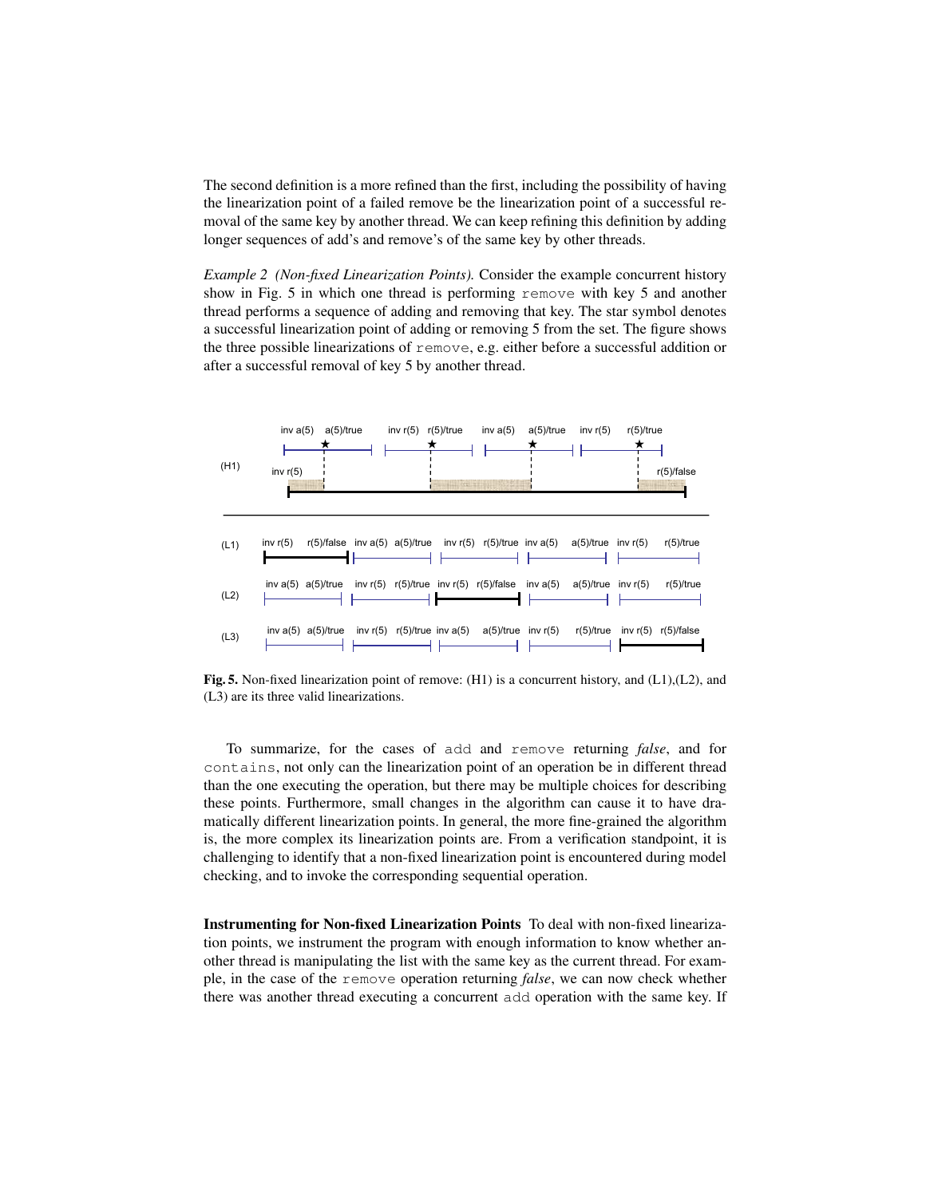The second definition is a more refined than the first, including the possibility of having the linearization point of a failed remove be the linearization point of a successful removal of the same key by another thread. We can keep refining this definition by adding longer sequences of add's and remove's of the same key by other threads.

*Example 2 (Non-fixed Linearization Points).* Consider the example concurrent history show in Fig. 5 in which one thread is performing `remove` with key 5 and another thread performs a sequence of adding and removing that key. The star symbol denotes a successful linearization point of adding or removing 5 from the set. The figure shows the three possible linearizations of `remove`, e.g. either before a successful addition or after a successful removal of key 5 by another thread.

**Fig. 5.** Non-fixed linearization point of remove: (H1) is a concurrent history, and (L1),(L2), and (L3) are its three valid linearizations.

To summarize, for the cases of `add` and `remove` returning *false*, and for `contains`, not only can the linearization point of an operation be in different thread than the one executing the operation, but there may be multiple choices for describing these points. Furthermore, small changes in the algorithm can cause it to have dramatically different linearization points. In general, the more fine-grained the algorithm is, the more complex its linearization points are. From a verification standpoint, it is challenging to identify that a non-fixed linearization point is encountered during model checking, and to invoke the corresponding sequential operation.

**Instrumenting for Non-fixed Linearization Points** To deal with non-fixed linearization points, we instrument the program with enough information to know whether another thread is manipulating the list with the same key as the current thread. For example, in the case of the `remove` operation returning *false*, we can now check whether there was another thread executing a concurrent `add` operation with the same key. If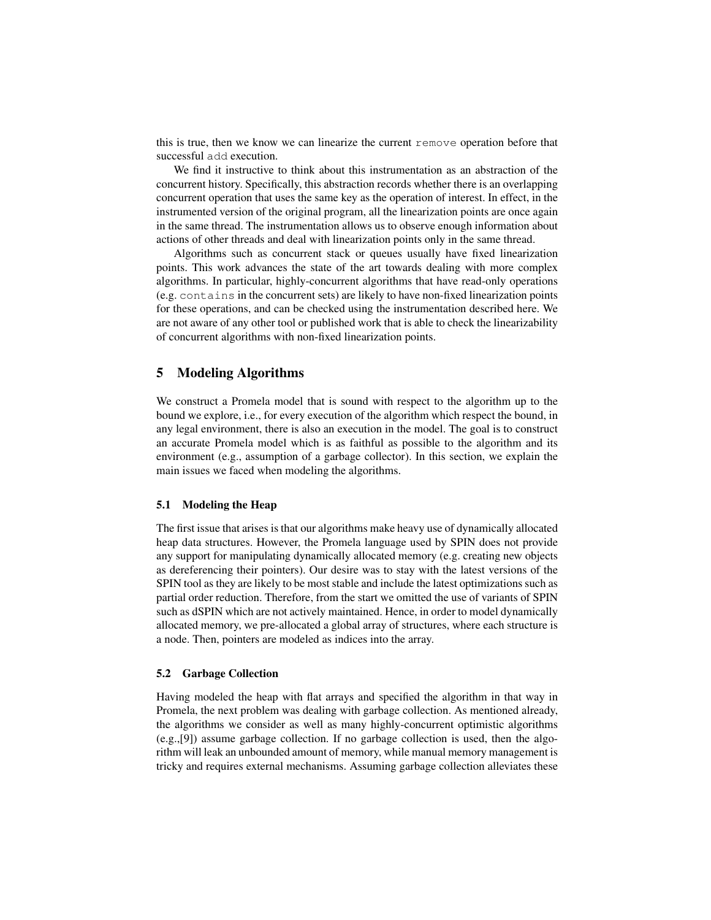this is true, then we know we can linearize the current `remove` operation before that successful `add` execution.

We find it instructive to think about this instrumentation as an abstraction of the concurrent history. Specifically, this abstraction records whether there is an overlapping concurrent operation that uses the same key as the operation of interest. In effect, in the instrumented version of the original program, all the linearization points are once again in the same thread. The instrumentation allows us to observe enough information about actions of other threads and deal with linearization points only in the same thread.

Algorithms such as concurrent stack or queues usually have fixed linearization points. This work advances the state of the art towards dealing with more complex algorithms. In particular, highly-concurrent algorithms that have read-only operations (e.g. `contains` in the concurrent sets) are likely to have non-fixed linearization points for these operations, and can be checked using the instrumentation described here. We are not aware of any other tool or published work that is able to check the linearizability of concurrent algorithms with non-fixed linearization points.

## 5 Modeling Algorithms

We construct a Promela model that is sound with respect to the algorithm up to the bound we explore, i.e., for every execution of the algorithm which respect the bound, in any legal environment, there is also an execution in the model. The goal is to construct an accurate Promela model which is as faithful as possible to the algorithm and its environment (e.g., assumption of a garbage collector). In this section, we explain the main issues we faced when modeling the algorithms.

### 5.1 Modeling the Heap

The first issue that arises is that our algorithms make heavy use of dynamically allocated heap data structures. However, the Promela language used by SPIN does not provide any support for manipulating dynamically allocated memory (e.g. creating new objects as dereferencing their pointers). Our desire was to stay with the latest versions of the SPIN tool as they are likely to be most stable and include the latest optimizations such as partial order reduction. Therefore, from the start we omitted the use of variants of SPIN such as dSPIN which are not actively maintained. Hence, in order to model dynamically allocated memory, we pre-allocated a global array of structures, where each structure is a node. Then, pointers are modeled as indices into the array.

### 5.2 Garbage Collection

Having modeled the heap with flat arrays and specified the algorithm in that way in Promela, the next problem was dealing with garbage collection. As mentioned already, the algorithms we consider as well as many highly-concurrent optimistic algorithms (e.g.,[9]) assume garbage collection. If no garbage collection is used, then the algorithm will leak an unbounded amount of memory, while manual memory management is tricky and requires external mechanisms. Assuming garbage collection alleviates these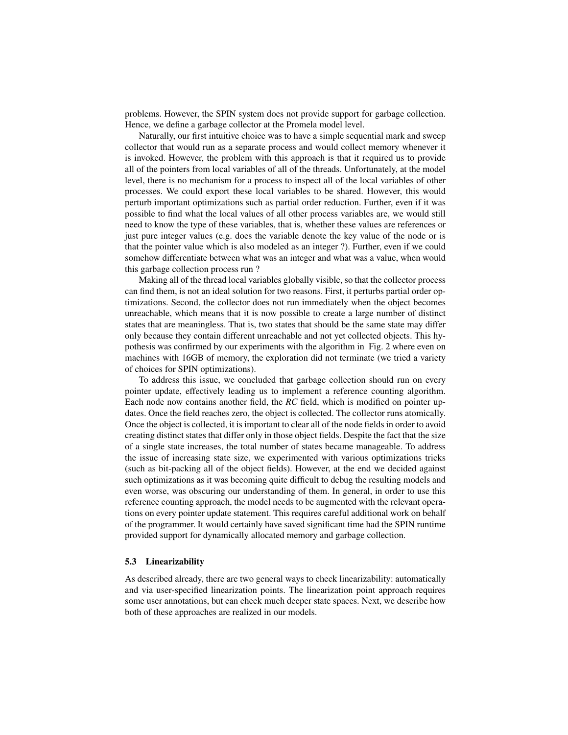problems. However, the SPIN system does not provide support for garbage collection. Hence, we define a garbage collector at the Promela model level.

Naturally, our first intuitive choice was to have a simple sequential mark and sweep collector that would run as a separate process and would collect memory whenever it is invoked. However, the problem with this approach is that it required us to provide all of the pointers from local variables of all of the threads. Unfortunately, at the model level, there is no mechanism for a process to inspect all of the local variables of other processes. We could export these local variables to be shared. However, this would perturb important optimizations such as partial order reduction. Further, even if it was possible to find what the local values of all other process variables are, we would still need to know the type of these variables, that is, whether these values are references or just pure integer values (e.g. does the variable denote the key value of the node or is that the pointer value which is also modeled as an integer ?). Further, even if we could somehow differentiate between what was an integer and what was a value, when would this garbage collection process run ?

Making all of the thread local variables globally visible, so that the collector process can find them, is not an ideal solution for two reasons. First, it perturbs partial order optimizations. Second, the collector does not run immediately when the object becomes unreachable, which means that it is now possible to create a large number of distinct states that are meaningless. That is, two states that should be the same state may differ only because they contain different unreachable and not yet collected objects. This hypothesis was confirmed by our experiments with the algorithm in Fig. 2 where even on machines with 16GB of memory, the exploration did not terminate (we tried a variety of choices for SPIN optimizations).

To address this issue, we concluded that garbage collection should run on every pointer update, effectively leading us to implement a reference counting algorithm. Each node now contains another field, the *RC* field, which is modified on pointer updates. Once the field reaches zero, the object is collected. The collector runs atomically. Once the object is collected, it is important to clear all of the node fields in order to avoid creating distinct states that differ only in those object fields. Despite the fact that the size of a single state increases, the total number of states became manageable. To address the issue of increasing state size, we experimented with various optimizations tricks (such as bit-packing all of the object fields). However, at the end we decided against such optimizations as it was becoming quite difficult to debug the resulting models and even worse, was obscuring our understanding of them. In general, in order to use this reference counting approach, the model needs to be augmented with the relevant operations on every pointer update statement. This requires careful additional work on behalf of the programmer. It would certainly have saved significant time had the SPIN runtime provided support for dynamically allocated memory and garbage collection.

### 5.3 Linearizability

As described already, there are two general ways to check linearizability: automatically and via user-specified linearization points. The linearization point approach requires some user annotations, but can check much deeper state spaces. Next, we describe how both of these approaches are realized in our models.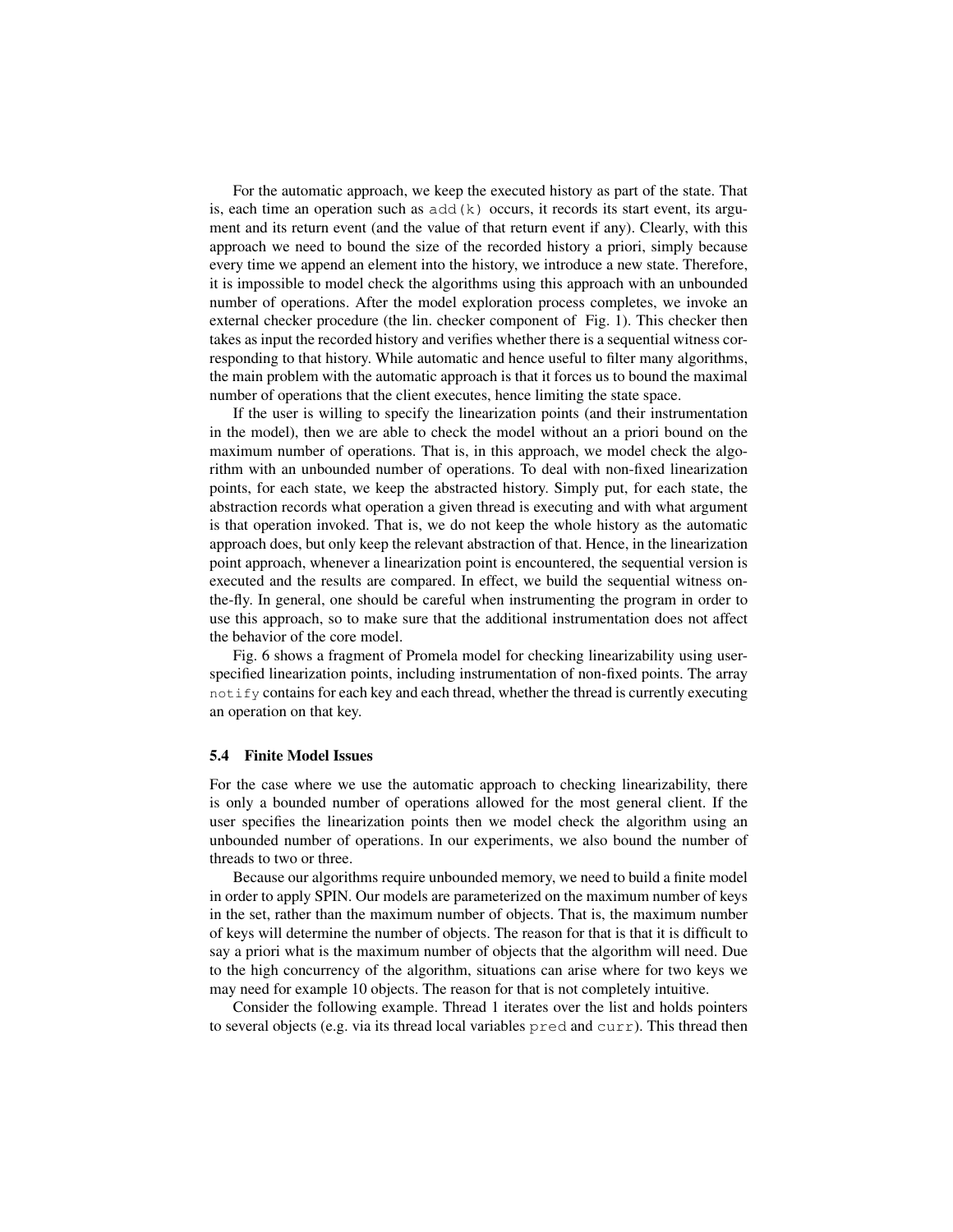For the automatic approach, we keep the executed history as part of the state. That is, each time an operation such as `add(k)` occurs, it records its start event, its argument and its return event (and the value of that return event if any). Clearly, with this approach we need to bound the size of the recorded history a priori, simply because every time we append an element into the history, we introduce a new state. Therefore, it is impossible to model check the algorithms using this approach with an unbounded number of operations. After the model exploration process completes, we invoke an external checker procedure (the lin. checker component of Fig. 1). This checker then takes as input the recorded history and verifies whether there is a sequential witness corresponding to that history. While automatic and hence useful to filter many algorithms, the main problem with the automatic approach is that it forces us to bound the maximal number of operations that the client executes, hence limiting the state space.

If the user is willing to specify the linearization points (and their instrumentation in the model), then we are able to check the model without an a priori bound on the maximum number of operations. That is, in this approach, we model check the algorithm with an unbounded number of operations. To deal with non-fixed linearization points, for each state, we keep the abstracted history. Simply put, for each state, the abstraction records what operation a given thread is executing and with what argument is that operation invoked. That is, we do not keep the whole history as the automatic approach does, but only keep the relevant abstraction of that. Hence, in the linearization point approach, whenever a linearization point is encountered, the sequential version is executed and the results are compared. In effect, we build the sequential witness on-the-fly. In general, one should be careful when instrumenting the program in order to use this approach, so to make sure that the additional instrumentation does not affect the behavior of the core model.

Fig. 6 shows a fragment of Promela model for checking linearizability using user-specified linearization points, including instrumentation of non-fixed points. The array `notify` contains for each key and each thread, whether the thread is currently executing an operation on that key.

### 5.4 Finite Model Issues

For the case where we use the automatic approach to checking linearizability, there is only a bounded number of operations allowed for the most general client. If the user specifies the linearization points then we model check the algorithm using an unbounded number of operations. In our experiments, we also bound the number of threads to two or three.

Because our algorithms require unbounded memory, we need to build a finite model in order to apply SPIN. Our models are parameterized on the maximum number of keys in the set, rather than the maximum number of objects. That is, the maximum number of keys will determine the number of objects. The reason for that is that it is difficult to say a priori what is the maximum number of objects that the algorithm will need. Due to the high concurrency of the algorithm, situations can arise where for two keys we may need for example 10 objects. The reason for that is not completely intuitive.

Consider the following example. Thread 1 iterates over the list and holds pointers to several objects (e.g. via its thread local variables `pred` and `curr`). This thread then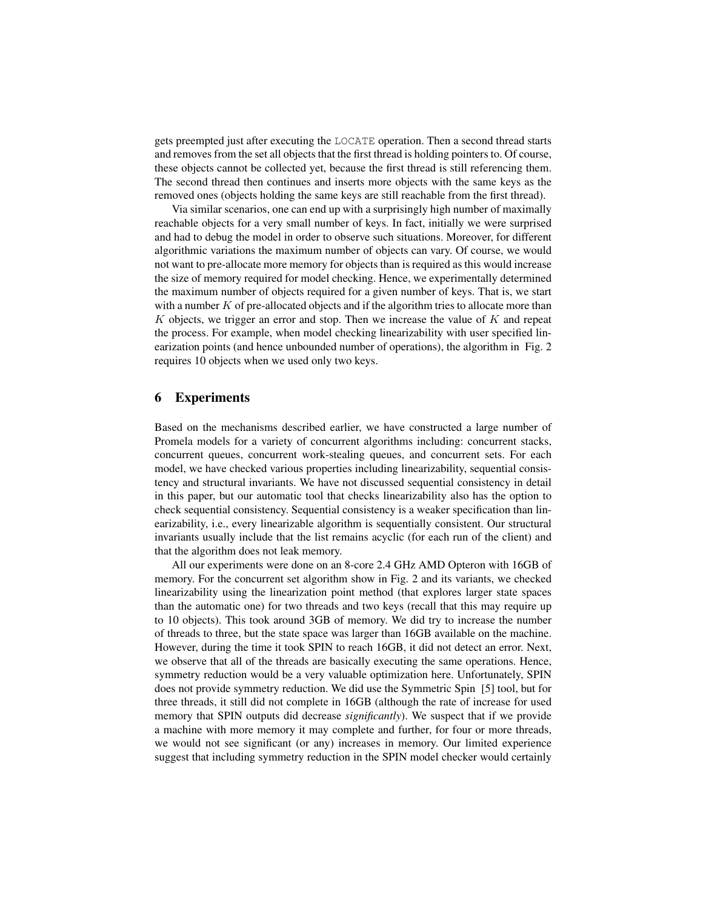gets preempted just after executing the `LOCATE` operation. Then a second thread starts and removes from the set all objects that the first thread is holding pointers to. Of course, these objects cannot be collected yet, because the first thread is still referencing them. The second thread then continues and inserts more objects with the same keys as the removed ones (objects holding the same keys are still reachable from the first thread).

Via similar scenarios, one can end up with a surprisingly high number of maximally reachable objects for a very small number of keys. In fact, initially we were surprised and had to debug the model in order to observe such situations. Moreover, for different algorithmic variations the maximum number of objects can vary. Of course, we would not want to pre-allocate more memory for objects than is required as this would increase the size of memory required for model checking. Hence, we experimentally determined the maximum number of objects required for a given number of keys. That is, we start with a number $K$ of pre-allocated objects and if the algorithm tries to allocate more than $K$ objects, we trigger an error and stop. Then we increase the value of $K$ and repeat the process. For example, when model checking linearizability with user specified linearization points (and hence unbounded number of operations), the algorithm in Fig. 2 requires 10 objects when we used only two keys.

## 6 Experiments

Based on the mechanisms described earlier, we have constructed a large number of Promela models for a variety of concurrent algorithms including: concurrent stacks, concurrent queues, concurrent work-stealing queues, and concurrent sets. For each model, we have checked various properties including linearizability, sequential consistency and structural invariants. We have not discussed sequential consistency in detail in this paper, but our automatic tool that checks linearizability also has the option to check sequential consistency. Sequential consistency is a weaker specification than linearizability, i.e., every linearizable algorithm is sequentially consistent. Our structural invariants usually include that the list remains acyclic (for each run of the client) and that the algorithm does not leak memory.

All our experiments were done on an 8-core 2.4 GHz AMD Opteron with 16GB of memory. For the concurrent set algorithm show in Fig. 2 and its variants, we checked linearizability using the linearization point method (that explores larger state spaces than the automatic one) for two threads and two keys (recall that this may require up to 10 objects). This took around 3GB of memory. We did try to increase the number of threads to three, but the state space was larger than 16GB available on the machine. However, during the time it took SPIN to reach 16GB, it did not detect an error. Next, we observe that all of the threads are basically executing the same operations. Hence, symmetry reduction would be a very valuable optimization here. Unfortunately, SPIN does not provide symmetry reduction. We did use the Symmetric Spin [5] tool, but for three threads, it still did not complete in 16GB (although the rate of increase for used memory that SPIN outputs did decrease *significantly*). We suspect that if we provide a machine with more memory it may complete and further, for four or more threads, we would not see significant (or any) increases in memory. Our limited experience suggest that including symmetry reduction in the SPIN model checker would certainly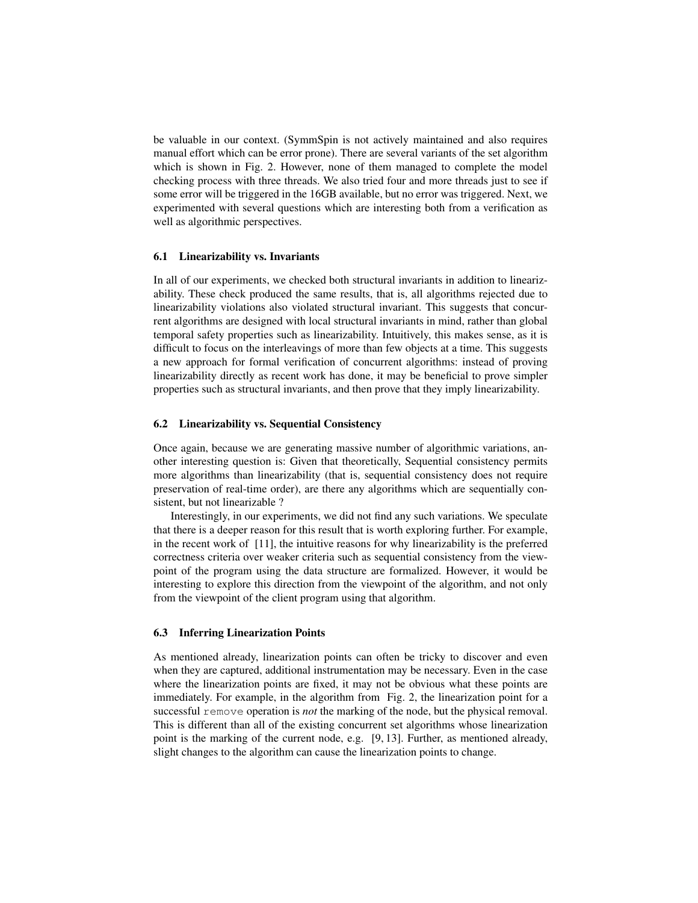be valuable in our context. (SymmSpin is not actively maintained and also requires manual effort which can be error prone). There are several variants of the set algorithm which is shown in Fig. 2. However, none of them managed to complete the model checking process with three threads. We also tried four and more threads just to see if some error will be triggered in the 16GB available, but no error was triggered. Next, we experimented with several questions which are interesting both from a verification as well as algorithmic perspectives.

### 6.1 Linearizability vs. Invariants

In all of our experiments, we checked both structural invariants in addition to linearizability. These check produced the same results, that is, all algorithms rejected due to linearizability violations also violated structural invariant. This suggests that concurrent algorithms are designed with local structural invariants in mind, rather than global temporal safety properties such as linearizability. Intuitively, this makes sense, as it is difficult to focus on the interleavings of more than few objects at a time. This suggests a new approach for formal verification of concurrent algorithms: instead of proving linearizability directly as recent work has done, it may be beneficial to prove simpler properties such as structural invariants, and then prove that they imply linearizability.

### 6.2 Linearizability vs. Sequential Consistency

Once again, because we are generating massive number of algorithmic variations, another interesting question is: Given that theoretically, Sequential consistency permits more algorithms than linearizability (that is, sequential consistency does not require preservation of real-time order), are there any algorithms which are sequentially consistent, but not linearizable ?

Interestingly, in our experiments, we did not find any such variations. We speculate that there is a deeper reason for this result that is worth exploring further. For example, in the recent work of [11], the intuitive reasons for why linearizability is the preferred correctness criteria over weaker criteria such as sequential consistency from the viewpoint of the program using the data structure are formalized. However, it would be interesting to explore this direction from the viewpoint of the algorithm, and not only from the viewpoint of the client program using that algorithm.

### 6.3 Inferring Linearization Points

As mentioned already, linearization points can often be tricky to discover and even when they are captured, additional instrumentation may be necessary. Even in the case where the linearization points are fixed, it may not be obvious what these points are immediately. For example, in the algorithm from Fig. 2, the linearization point for a successful `remove` operation is *not* the marking of the node, but the physical removal. This is different than all of the existing concurrent set algorithms whose linearization point is the marking of the current node, e.g. [9, 13]. Further, as mentioned already, slight changes to the algorithm can cause the linearization points to change.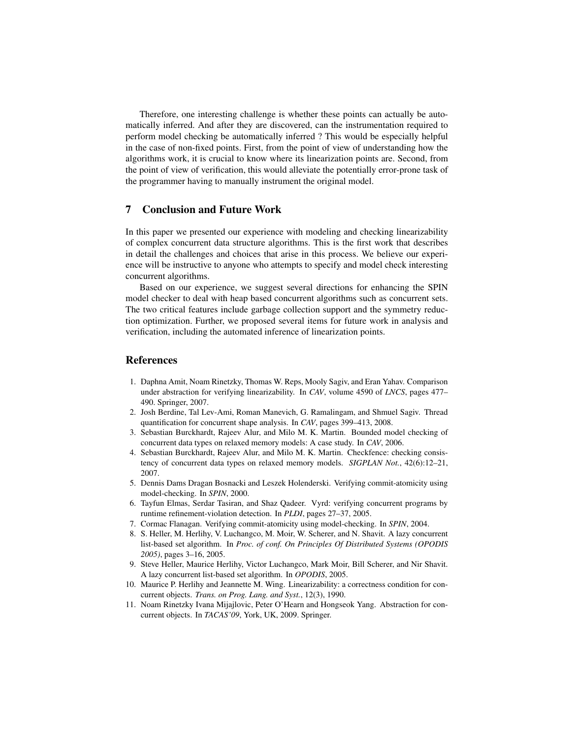Therefore, one interesting challenge is whether these points can actually be automatically inferred. And after they are discovered, can the instrumentation required to perform model checking be automatically inferred ? This would be especially helpful in the case of non-fixed points. First, from the point of view of understanding how the algorithms work, it is crucial to know where its linearization points are. Second, from the point of view of verification, this would alleviate the potentially error-prone task of the programmer having to manually instrument the original model.

## 7 Conclusion and Future Work

In this paper we presented our experience with modeling and checking linearizability of complex concurrent data structure algorithms. This is the first work that describes in detail the challenges and choices that arise in this process. We believe our experience will be instructive to anyone who attempts to specify and model check interesting concurrent algorithms.

Based on our experience, we suggest several directions for enhancing the SPIN model checker to deal with heap based concurrent algorithms such as concurrent sets. The two critical features include garbage collection support and the symmetry reduction optimization. Further, we proposed several items for future work in analysis and verification, including the automated inference of linearization points.

## References

1. Daphna Amit, Noam Rinetzky, Thomas W. Reps, Mooly Sagiv, and Eran Yahav. Comparison under abstraction for verifying linearizability. In *CAV*, volume 4590 of *LNCS*, pages 477–490. Springer, 2007.
2. Josh Berdine, Tal Lev-Ami, Roman Manevich, G. Ramalingam, and Shmuel Sagiv. Thread quantification for concurrent shape analysis. In *CAV*, pages 399–413, 2008.
3. Sebastian Burckhardt, Rajeev Alur, and Milo M. K. Martin. Bounded model checking of concurrent data types on relaxed memory models: A case study. In *CAV*, 2006.
4. Sebastian Burckhardt, Rajeev Alur, and Milo M. K. Martin. Checkfence: checking consistency of concurrent data types on relaxed memory models. *SIGPLAN Not.*, 42(6):12–21, 2007.
5. Dennis Dams Dragan Bosnacki and Leszek Holenderski. Verifying commit-atomicity using model-checking. In *SPIN*, 2000.
6. Tayfun Elmas, Serdar Tasiran, and Shaz Qadeer. Vyrd: verifying concurrent programs by runtime refinement-violation detection. In *PLDI*, pages 27–37, 2005.
7. Cormac Flanagan. Verifying commit-atomicity using model-checking. In *SPIN*, 2004.
8. S. Heller, M. Herlihy, V. Luchangco, M. Moir, W. Scherer, and N. Shavit. A lazy concurrent list-based set algorithm. In *Proc. of conf. On Principles Of Distributed Systems (OPODIS 2005)*, pages 3–16, 2005.
9. Steve Heller, Maurice Herlihy, Victor Luchangco, Mark Moir, Bill Scherer, and Nir Shavit. A lazy concurrent list-based set algorithm. In *OPODIS*, 2005.
10. Maurice P. Herlihy and Jeannette M. Wing. Linearizability: a correctness condition for concurrent objects. *Trans. on Prog. Lang. and Syst.*, 12(3), 1990.
11. Noam Rinetzky Ivana Mijajlovic, Peter O'Hearn and Hongseok Yang. Abstraction for concurrent objects. In *TACAS'09*, York, UK, 2009. Springer.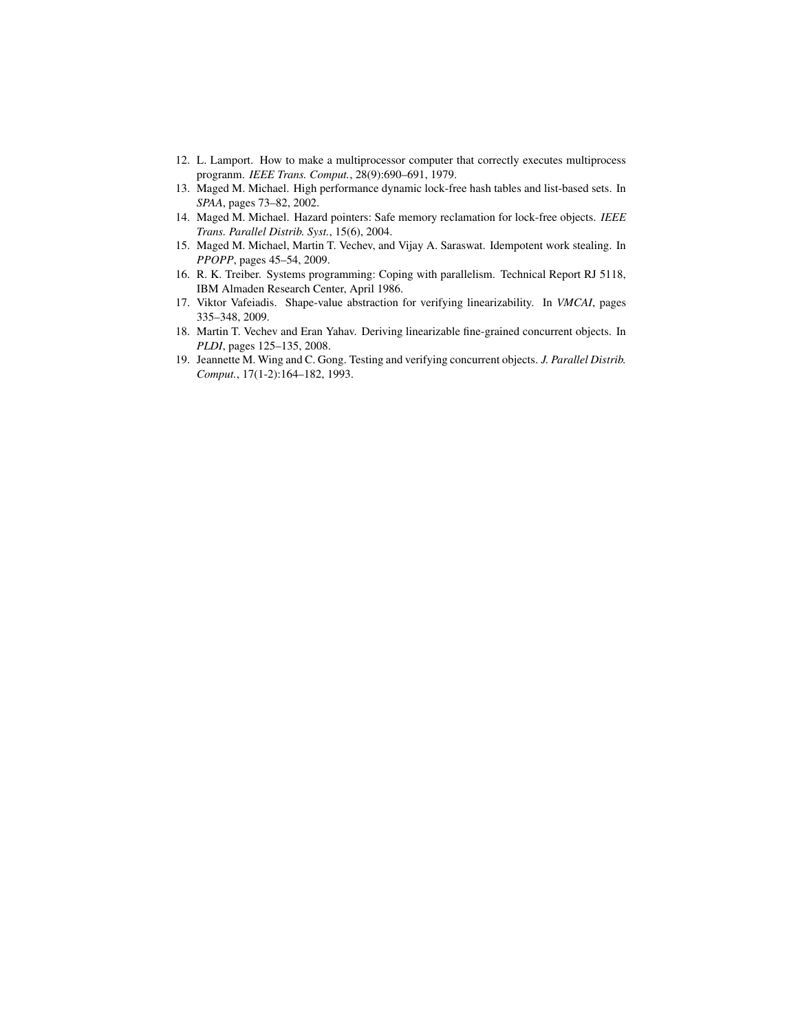12. L. Lamport. How to make a multiprocessor computer that correctly executes multiprocess progranm. *IEEE Trans. Comput.*, 28(9):690–691, 1979.
13. Maged M. Michael. High performance dynamic lock-free hash tables and list-based sets. In *SPAA*, pages 73–82, 2002.
14. Maged M. Michael. Hazard pointers: Safe memory reclamation for lock-free objects. *IEEE Trans. Parallel Distrib. Syst.*, 15(6), 2004.
15. Maged M. Michael, Martin T. Vechev, and Vijay A. Saraswat. Idempotent work stealing. In *PPOPP*, pages 45–54, 2009.
16. R. K. Treiber. Systems programming: Coping with parallelism. Technical Report RJ 5118, IBM Almaden Research Center, April 1986.
17. Viktor Vafeiadis. Shape-value abstraction for verifying linearizability. In *VMCAI*, pages 335–348, 2009.
18. Martin T. Vechev and Eran Yahav. Deriving linearizable fine-grained concurrent objects. In *PLDI*, pages 125–135, 2008.
19. Jeannette M. Wing and C. Gong. Testing and verifying concurrent objects. *J. Parallel Distrib. Comput.*, 17(1-2):164–182, 1993.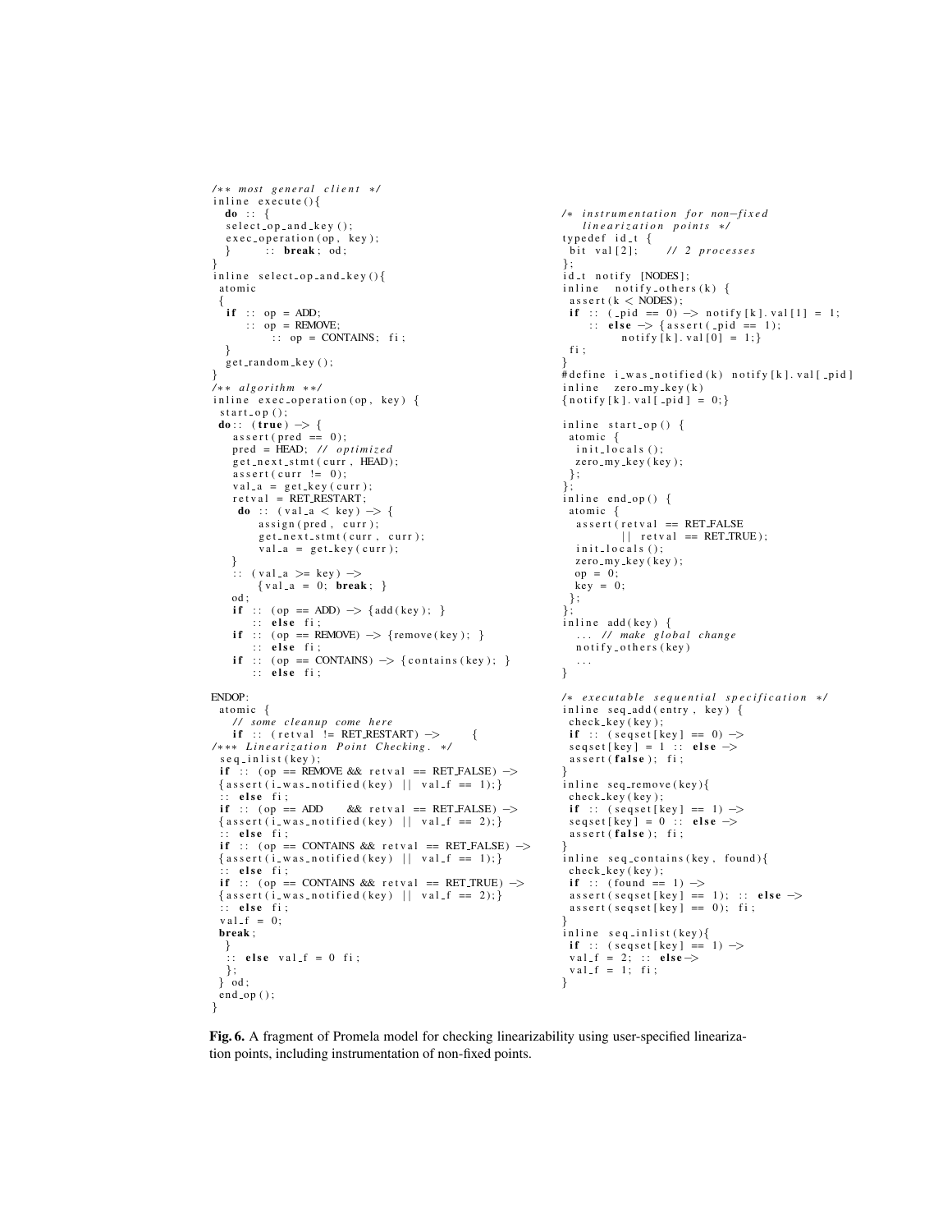```
/** most general client */
inline execute(){
  do :: {
  select_op_and_key();
  exec_operation(op, key);
  }      :: break; od;
}
inline select_op_and_key(){
 atomic
 {
  if :: op = ADD;
     :: op = REMOVE;
         :: op = CONTAINS; fi;
  }
  get_random_key();
}
/** algorithm **/
inline exec_operation(op, key) {
 start_op();
 do:: (true) -> {
   assert(pred == 0);
   pred = HEAD; // optimized
   get_next_stmt(curr, HEAD);
   assert(curr != 0);
   val_a = get_key(curr);
   retval = RET_RESTART;
    do :: (val_a < key) -> {
        assign(pred, curr);
        get_next_stmt(curr, curr);
        val_a = get_key(curr);
   }
   :: (val_a >= key) ->
        {val_a = 0; break; }
   od;
   if :: (op == ADD) -> {add(key); }
      :: else fi;
   if :: (op == REMOVE) -> {remove(key); }
      :: else fi;
   if :: (op == CONTAINS) -> {contains(key); }
      :: else fi;

ENDOP:
 atomic {
   // some cleanup come here
   if :: (retval != RET_RESTART) ->      {
/*** Linearization Point Checking. */
 seq_inlist(key);
 if :: (op == REMOVE && retval == RET_FALSE) ->
 {assert(i_was_notified(key) || val_f == 1);}
 :: else fi;
 if :: (op == ADD     && retval == RET_FALSE) ->
 {assert(i_was_notified(key) || val_f == 2);}
 :: else fi;
 if :: (op == CONTAINS && retval == RET_FALSE) ->
 {assert(i_was_notified(key) || val_f == 1);}
 :: else fi;
 if :: (op == CONTAINS && retval == RET_TRUE) ->
 {assert(i_was_notified(key) || val_f == 2);}
 :: else fi;
 val_f = 0;
 break;
  }
  :: else val_f = 0 fi;
  };
 } od;
 end_op();
}
```

```
/* instrumentation for non-fixed
   linearization points */
typedef id_t {
 bit val[2];     // 2 processes
};
id_t notify [NODES];
inline  notify_others(k) {
 assert(k < NODES);
 if :: (_pid == 0) -> notify[k].val[1] = 1;
    :: else -> {assert(_pid == 1);
         notify[k].val[0] = 1;}
 fi;
}
#define i_was_notified(k) notify[k].val[_pid]
inline  zero_my_key(k)
{notify[k].val[_pid] = 0;}

inline start_op() {
 atomic {
  init_locals();
  zero_my_key(key);
 };
};
inline end_op() {
 atomic {
  assert(retval == RET_FALSE
         || retval == RET_TRUE);
  init_locals();
  zero_my_key(key);
  op = 0;
  key = 0;
 };
};
inline add(key) {
  ... // make global change
  notify_others(key)
  ...
}

/* executable sequential specification */
inline seq_add(entry, key) {
 check_key(key);
 if :: (seqset[key] == 0) ->
 seqset[key] = 1 :: else ->
 assert(false); fi;
}
inline seq_remove(key){
 check_key(key);
 if :: (seqset[key] == 1) ->
 seqset[key] = 0 :: else ->
 assert(false); fi;
}
inline seq_contains(key, found){
 check_key(key);
 if :: (found == 1) ->
 assert(seqset[key] == 1); :: else ->
 assert(seqset[key] == 0); fi;
}
inline seq_inlist(key){
 if :: (seqset[key] == 1) ->
 val_f = 2; :: else->
 val_f = 1; fi;
}
```

**Fig. 6.** A fragment of Promela model for checking linearizability using user-specified linearization points, including instrumentation of non-fixed points.